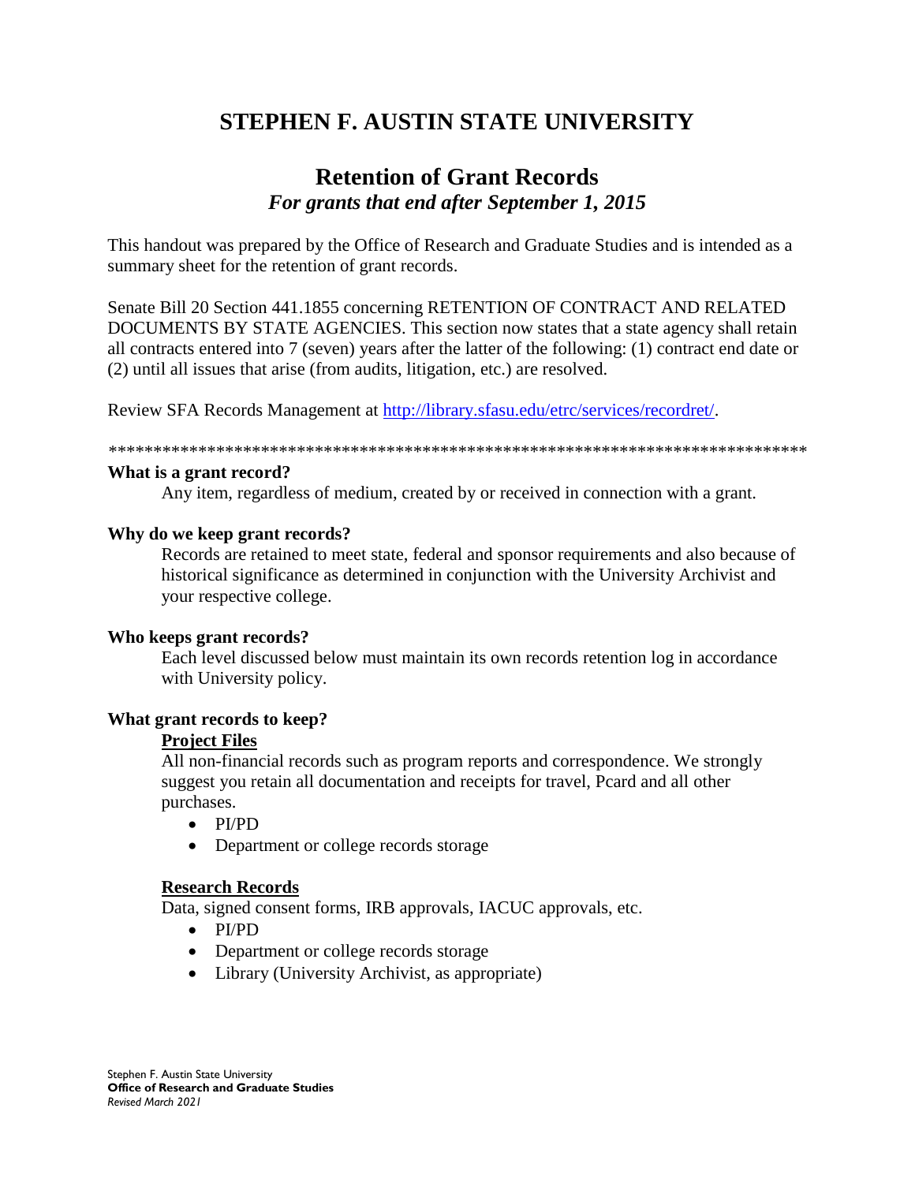# STEPHEN F. AUSTIN STATE UNIVERSITY

## Retention of Grant Records

### *For grants that end after September 1, 2015*

This handout was prepared by the Office of Research and Graduate Studies and is intended as a summary sheet for the retention of grant records.

Senate Bill 20 Section 441.1855 concerning RETENTION OF CONTRACT AND RELATED DOCUMENTS BY STATE AGENCIES. This section now states that a state agency shall retain all contracts entered into 7 (seven) years after the latter of the following: (1) contract end date or (2) until all issues that arise (from audits, litigation, etc.) are resolved.

Review SFA Records Management at [http://library.sfasu.edu/etrc/services/recordret/](http://library.sfasu.edu/etrc/services/recordret/).

*******************************************************************************

**What is a grant record?**

Any item, regardless of medium, created by or received in connection with a grant.

**Why do we keep grant records?**

Records are retained to meet state, federal and sponsor requirements and also because of historical significance as determined in conjunction with the University Archivist and your respective college.

**Who keeps grant records?**

Each level discussed below must maintain its own records retention log in accordance with University policy.

**What grant records to keep?**

**Project Files**

All non-financial records such as program reports and correspondence. We strongly suggest you retain all documentation and receipts for travel, Pcard and all other purchases.

- PI/PD
- Department or college records storage

**Research Records**

Data, signed consent forms, IRB approvals, IACUC approvals, etc.

- PI/PD
- Department or college records storage
- Library (University Archivist, as appropriate)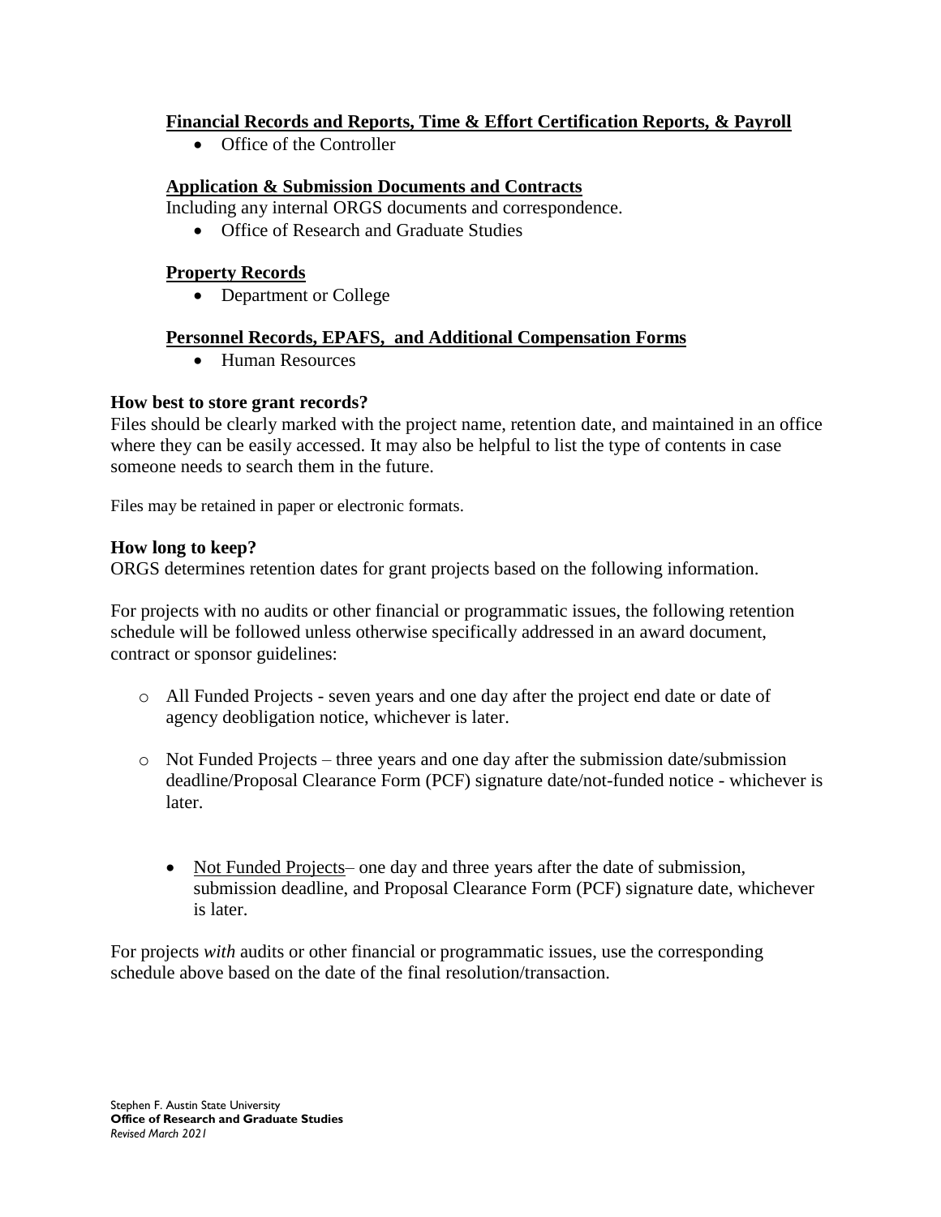**<u>Financial Records and Reports, Time & Effort Certification Reports, & Payroll</u>**

- Office of the Controller

**<u>Application & Submission Documents and Contracts</u>**

Including any internal ORGS documents and correspondence.

- Office of Research and Graduate Studies

**<u>Property Records</u>**

- Department or College

**<u>Personnel Records, EPAFS, and Additional Compensation Forms</u>**

- Human Resources

**How best to store grant records?**

Files should be clearly marked with the project name, retention date, and maintained in an office where they can be easily accessed. It may also be helpful to list the type of contents in case someone needs to search them in the future.

Files may be retained in paper or electronic formats.

**How long to keep?**

ORGS determines retention dates for grant projects based on the following information.

For projects with no audits or other financial or programmatic issues, the following retention schedule will be followed unless otherwise specifically addressed in an award document, contract or sponsor guidelines:

- All Funded Projects - seven years and one day after the project end date or date of agency deobligation notice, whichever is later.
- Not Funded Projects – three years and one day after the submission date/submission deadline/Proposal Clearance Form (PCF) signature date/not-funded notice - whichever is later.
  - <u>Not Funded Projects</u>– one day and three years after the date of submission, submission deadline, and Proposal Clearance Form (PCF) signature date, whichever is later.

For projects *with* audits or other financial or programmatic issues, use the corresponding schedule above based on the date of the final resolution/transaction.

Stephen F. Austin State University
**Office of Research and Graduate Studies**
*Revised March 2021*